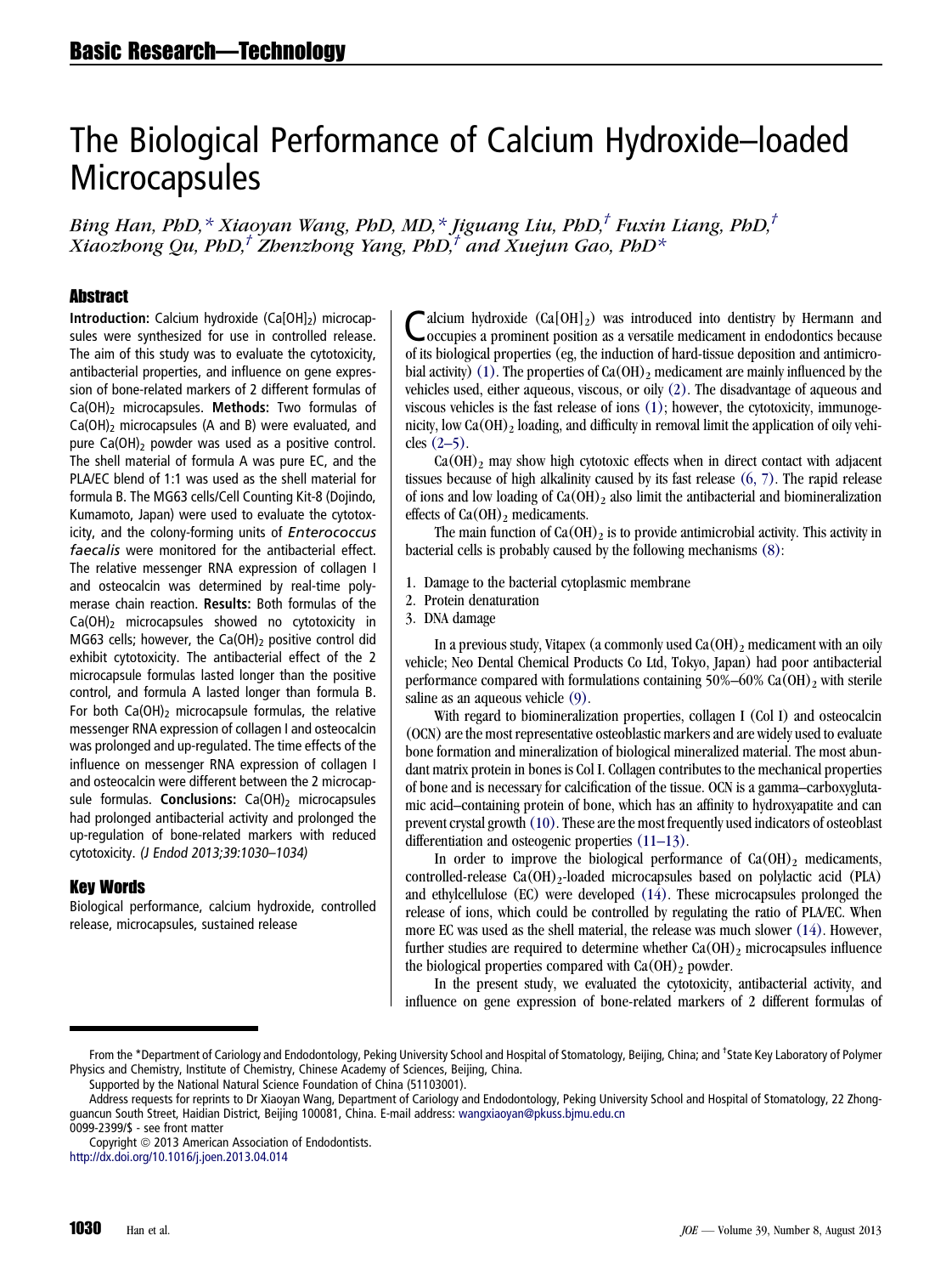# The Biological Performance of Calcium Hydroxide–loaded Microcapsules

*Bing Han, PhD,\* Xiaoyan Wang, PhD, MD,\* Jiguang Liu, PhD,† Fuxin Liang, PhD,† Xiaozhong Qu, PhD,† Zhenzhong Yang, PhD,† and Xuejun Gao, PhD\**

## Abstract

**Introduction:** Calcium hydroxide ($Ca[OH]_2$) microcapsules were synthesized for use in controlled release. The aim of this study was to evaluate the cytotoxicity, antibacterial properties, and influence on gene expression of bone-related markers of 2 different formulas of $Ca(OH)_2$ microcapsules. **Methods:** Two formulas of $Ca(OH)_2$ microcapsules (A and B) were evaluated, and pure $Ca(OH)_2$ powder was used as a positive control. The shell material of formula A was pure EC, and the PLA/EC blend of 1:1 was used as the shell material for formula B. The MG63 cells/Cell Counting Kit-8 (Dojindo, Kumamoto, Japan) were used to evaluate the cytotoxicity, and the colony-forming units of *Enterococcus faecalis* were monitored for the antibacterial effect. The relative messenger RNA expression of collagen I and osteocalcin was determined by real-time polymerase chain reaction. **Results:** Both formulas of the $Ca(OH)_2$ microcapsules showed no cytotoxicity in MG63 cells; however, the $Ca(OH)_2$ positive control did exhibit cytotoxicity. The antibacterial effect of the 2 microcapsule formulas lasted longer than the positive control, and formula A lasted longer than formula B. For both $Ca(OH)_2$ microcapsule formulas, the relative messenger RNA expression of collagen I and osteocalcin was prolonged and up-regulated. The time effects of the influence on messenger RNA expression of collagen I and osteocalcin were different between the 2 microcapsule formulas. **Conclusions:** $Ca(OH)_2$ microcapsules had prolonged antibacterial activity and prolonged the up-regulation of bone-related markers with reduced cytotoxicity. *(J Endod 2013;39:1030–1034)*

## Key Words

Biological performance, calcium hydroxide, controlled release, microcapsules, sustained release

Calcium hydroxide ($Ca[OH]_2$) was introduced into dentistry by Hermann and occupies a prominent position as a versatile medicament in endodontics because of its biological properties (eg, the induction of hard-tissue deposition and antimicrobial activity) (1). The properties of $Ca(OH)_2$ medicament are mainly influenced by the vehicles used, either aqueous, viscous, or oily (2). The disadvantage of aqueous and viscous vehicles is the fast release of ions (1); however, the cytotoxicity, immunogenicity, low $Ca(OH)_2$ loading, and difficulty in removal limit the application of oily vehicles (2–5).

$Ca(OH)_2$ may show high cytotoxic effects when in direct contact with adjacent tissues because of high alkalinity caused by its fast release (6, 7). The rapid release of ions and low loading of $Ca(OH)_2$ also limit the antibacterial and biomineralization effects of $Ca(OH)_2$ medicaments.

The main function of $Ca(OH)_2$ is to provide antimicrobial activity. This activity in bacterial cells is probably caused by the following mechanisms (8):

1. Damage to the bacterial cytoplasmic membrane
2. Protein denaturation
3. DNA damage

In a previous study, Vitapex (a commonly used $Ca(OH)_2$ medicament with an oily vehicle; Neo Dental Chemical Products Co Ltd, Tokyo, Japan) had poor antibacterial performance compared with formulations containing 50%–60% $Ca(OH)_2$ with sterile saline as an aqueous vehicle (9).

With regard to biomineralization properties, collagen I (Col I) and osteocalcin (OCN) are the most representative osteoblastic markers and are widely used to evaluate bone formation and mineralization of biological mineralized material. The most abundant matrix protein in bones is Col I. Collagen contributes to the mechanical properties of bone and is necessary for calcification of the tissue. OCN is a gamma–carboxyglutamic acid–containing protein of bone, which has an affinity to hydroxyapatite and can prevent crystal growth (10). These are the most frequently used indicators of osteoblast differentiation and osteogenic properties (11–13).

In order to improve the biological performance of $Ca(OH)_2$ medicaments, controlled-release $Ca(OH)_2$-loaded microcapsules based on polylactic acid (PLA) and ethylcellulose (EC) were developed (14). These microcapsules prolonged the release of ions, which could be controlled by regulating the ratio of PLA/EC. When more EC was used as the shell material, the release was much slower (14). However, further studies are required to determine whether $Ca(OH)_2$ microcapsules influence the biological properties compared with $Ca(OH)_2$ powder.

In the present study, we evaluated the cytotoxicity, antibacterial activity, and influence on gene expression of bone-related markers of 2 different formulas of

From the \*Department of Cariology and Endodontology, Peking University School and Hospital of Stomatology, Beijing, China; and †State Key Laboratory of Polymer Physics and Chemistry, Institute of Chemistry, Chinese Academy of Sciences, Beijing, China.

Supported by the National Natural Science Foundation of China (51103001).

Address requests for reprints to Dr Xiaoyan Wang, Department of Cariology and Endodontology, Peking University School and Hospital of Stomatology, 22 Zhongguancun South Street, Haidian District, Beijing 100081, China. E-mail address: wangxiaoyan@pkuss.bjmu.edu.cn

0099-2399/$ - see front matter

Copyright © 2013 American Association of Endodontists.

http://dx.doi.org/10.1016/j.joen.2013.04.014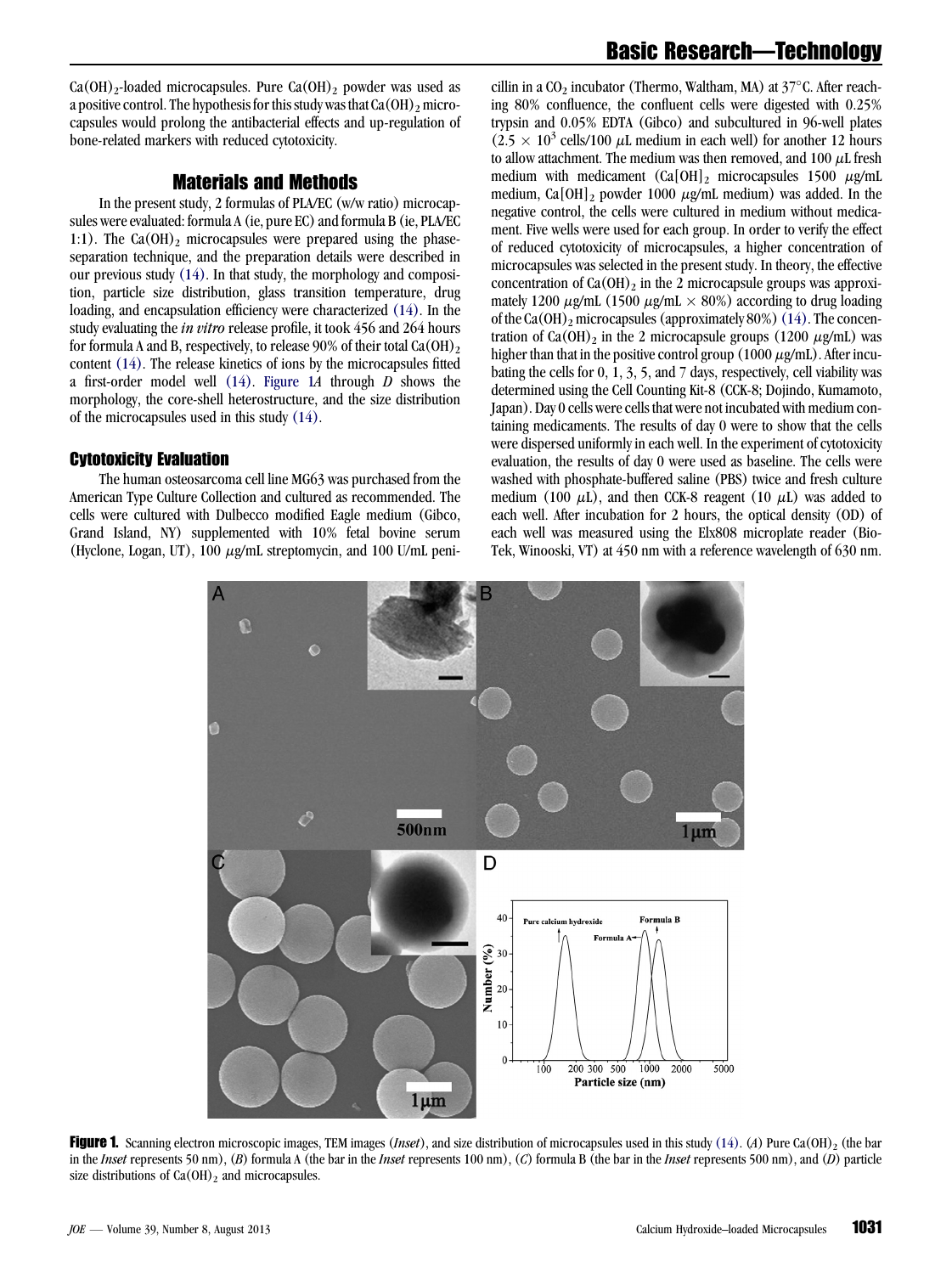$Ca(OH)_2$-loaded microcapsules. Pure $Ca(OH)_2$ powder was used as a positive control. The hypothesis for this study was that $Ca(OH)_2$ microcapsules would prolong the antibacterial effects and up-regulation of bone-related markers with reduced cytotoxicity.

## Materials and Methods

In the present study, 2 formulas of PLA/EC (w/w ratio) microcapsules were evaluated: formula A (ie, pure EC) and formula B (ie, PLA/EC 1:1). The $Ca(OH)_2$ microcapsules were prepared using the phase-separation technique, and the preparation details were described in our previous study (14). In that study, the morphology and composition, particle size distribution, glass transition temperature, drug loading, and encapsulation efficiency were characterized (14). In the study evaluating the *in vitro* release profile, it took 456 and 264 hours for formula A and B, respectively, to release 90% of their total $Ca(OH)_2$ content (14). The release kinetics of ions by the microcapsules fitted a first-order model well (14). Figure 1*A* through *D* shows the morphology, the core-shell heterostructure, and the size distribution of the microcapsules used in this study (14).

### Cytotoxicity Evaluation

The human osteosarcoma cell line MG63 was purchased from the American Type Culture Collection and cultured as recommended. The cells were cultured with Dulbecco modified Eagle medium (Gibco, Grand Island, NY) supplemented with 10% fetal bovine serum (Hyclone, Logan, UT), 100 $\mu$g/mL streptomycin, and 100 U/mL penicillin in a $CO_2$ incubator (Thermo, Waltham, MA) at 37°C. After reaching 80% confluence, the confluent cells were digested with 0.25% trypsin and 0.05% EDTA (Gibco) and subcultured in 96-well plates ($2.5 \times 10^3$ cells/100 $\mu$L medium in each well) for another 12 hours to allow attachment. The medium was then removed, and 100 $\mu$L fresh medium with medicament ($Ca[OH]_2$ microcapsules 1500 $\mu$g/mL medium, $Ca[OH]_2$ powder 1000 $\mu$g/mL medium) was added. In the negative control, the cells were cultured in medium without medicament. Five wells were used for each group. In order to verify the effect of reduced cytotoxicity of microcapsules, a higher concentration of microcapsules was selected in the present study. In theory, the effective concentration of $Ca(OH)_2$ in the 2 microcapsule groups was approximately 1200 $\mu$g/mL (1500 $\mu$g/mL $\times$ 80%) according to drug loading of the $Ca(OH)_2$ microcapsules (approximately 80%) (14). The concentration of $Ca(OH)_2$ in the 2 microcapsule groups (1200 $\mu$g/mL) was higher than that in the positive control group (1000 $\mu$g/mL). After incubating the cells for 0, 1, 3, 5, and 7 days, respectively, cell viability was determined using the Cell Counting Kit-8 (CCK-8; Dojindo, Kumamoto, Japan). Day 0 cells were cells that were not incubated with medium containing medicaments. The results of day 0 were to show that the cells were dispersed uniformly in each well. In the experiment of cytotoxicity evaluation, the results of day 0 were used as baseline. The cells were washed with phosphate-buffered saline (PBS) twice and fresh culture medium (100 $\mu$L), and then CCK-8 reagent (10 $\mu$L) was added to each well. After incubation for 2 hours, the optical density (OD) of each well was measured using the Elx808 microplate reader (Bio-Tek, Winooski, VT) at 450 nm with a reference wavelength of 630 nm.

**Figure 1.** Scanning electron microscopic images, TEM images (*Inset*), and size distribution of microcapsules used in this study (14). (*A*) Pure $Ca(OH)_2$ (the bar in the *Inset* represents 50 nm), (*B*) formula A (the bar in the *Inset* represents 100 nm), (*C*) formula B (the bar in the *Inset* represents 500 nm), and (*D*) particle size distributions of $Ca(OH)_2$ and microcapsules.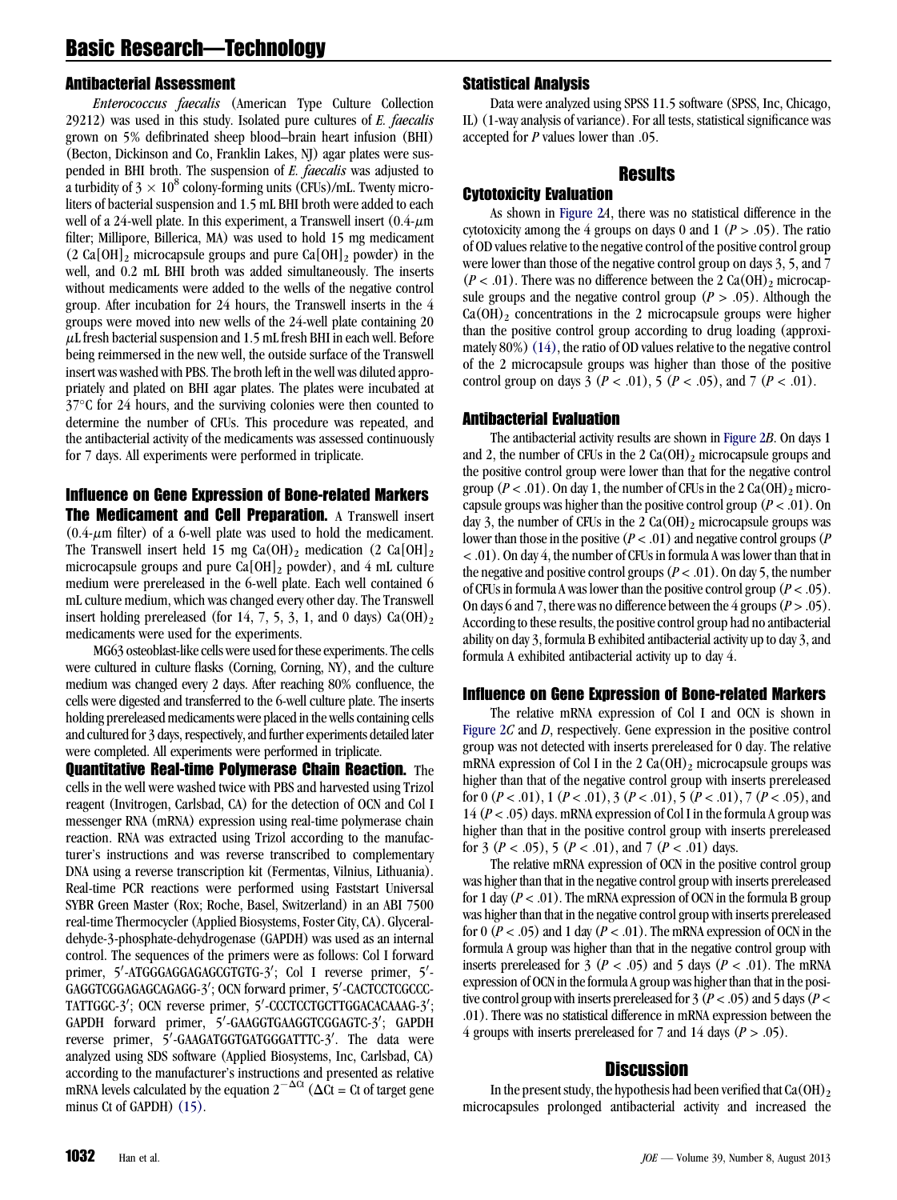### Antibacterial Assessment

*Enterococcus faecalis* (American Type Culture Collection 29212) was used in this study. Isolated pure cultures of *E. faecalis* grown on 5% defibrinated sheep blood–brain heart infusion (BHI) (Becton, Dickinson and Co, Franklin Lakes, NJ) agar plates were suspended in BHI broth. The suspension of *E. faecalis* was adjusted to a turbidity of $3 \times 10^8$ colony-forming units (CFUs)/mL. Twenty microliters of bacterial suspension and 1.5 mL BHI broth were added to each well of a 24-well plate. In this experiment, a Transwell insert (0.4-$\mu$m filter; Millipore, Billerica, MA) was used to hold 15 mg medicament (2 $Ca[OH]_2$ microcapsule groups and pure $Ca[OH]_2$ powder) in the well, and 0.2 mL BHI broth was added simultaneously. The inserts without medicaments were added to the wells of the negative control group. After incubation for 24 hours, the Transwell inserts in the 4 groups were moved into new wells of the 24-well plate containing 20 $\mu$L fresh bacterial suspension and 1.5 mL fresh BHI in each well. Before being reimmersed in the new well, the outside surface of the Transwell insert was washed with PBS. The broth left in the well was diluted appropriately and plated on BHI agar plates. The plates were incubated at 37°C for 24 hours, and the surviving colonies were then counted to determine the number of CFUs. This procedure was repeated, and the antibacterial activity of the medicaments was assessed continuously for 7 days. All experiments were performed in triplicate.

### Influence on Gene Expression of Bone-related Markers

**The Medicament and Cell Preparation.** A Transwell insert (0.4-$\mu$m filter) of a 6-well plate was used to hold the medicament. The Transwell insert held 15 mg $Ca(OH)_2$ medication (2 $Ca[OH]_2$ microcapsule groups and pure $Ca[OH]_2$ powder), and 4 mL culture medium were prereleased in the 6-well plate. Each well contained 6 mL culture medium, which was changed every other day. The Transwell insert holding prereleased (for 14, 7, 5, 3, 1, and 0 days) $Ca(OH)_2$ medicaments were used for the experiments.

MG63 osteoblast-like cells were used for these experiments. The cells were cultured in culture flasks (Corning, Corning, NY), and the culture medium was changed every 2 days. After reaching 80% confluence, the cells were digested and transferred to the 6-well culture plate. The inserts holding prereleased medicaments were placed in the wells containing cells and cultured for 3 days, respectively, and further experiments detailed later were completed. All experiments were performed in triplicate.

**Quantitative Real-time Polymerase Chain Reaction.** The cells in the well were washed twice with PBS and harvested using Trizol reagent (Invitrogen, Carlsbad, CA) for the detection of OCN and Col I messenger RNA (mRNA) expression using real-time polymerase chain reaction. RNA was extracted using Trizol according to the manufacturer's instructions and was reverse transcribed to complementary DNA using a reverse transcription kit (Fermentas, Vilnius, Lithuania). Real-time PCR reactions were performed using Faststart Universal SYBR Green Master (Rox; Roche, Basel, Switzerland) in an ABI 7500 real-time Thermocycler (Applied Biosystems, Foster City, CA). Glyceraldehyde-3-phosphate-dehydrogenase (GAPDH) was used as an internal control. The sequences of the primers were as follows: Col I forward primer, 5′-ATGGGAGGAGAGCGTGTG-3′; Col I reverse primer, 5′-GAGGTCGGAGAGCAGAGG-3′; OCN forward primer, 5′-CACTCCTCGCCCTATTGGC-3′; OCN reverse primer, 5′-CCCTCCTGCTTGGACACAAAG-3′; GAPDH forward primer, 5′-GAAGGTGAAGGTCGGAGTC-3′; GAPDH reverse primer, 5′-GAAGATGGTGATGGGATTTC-3′. The data were analyzed using SDS software (Applied Biosystems, Inc, Carlsbad, CA) according to the manufacturer's instructions and presented as relative mRNA levels calculated by the equation $2^{-\Delta Ct}$ ($\Delta$Ct = Ct of target gene minus Ct of GAPDH) (15).

### Statistical Analysis

Data were analyzed using SPSS 11.5 software (SPSS, Inc, Chicago, IL) (1-way analysis of variance). For all tests, statistical significance was accepted for $P$ values lower than .05.

## Results

### Cytotoxicity Evaluation

As shown in Figure 2*A*, there was no statistical difference in the cytotoxicity among the 4 groups on days 0 and 1 ($P > .05$). The ratio of OD values relative to the negative control of the positive control group were lower than those of the negative control group on days 3, 5, and 7 ($P < .01$). There was no difference between the 2 $Ca(OH)_2$ microcapsule groups and the negative control group ($P > .05$). Although the $Ca(OH)_2$ concentrations in the 2 microcapsule groups were higher than the positive control group according to drug loading (approximately 80%) (14), the ratio of OD values relative to the negative control of the 2 microcapsule groups was higher than those of the positive control group on days 3 ($P < .01$), 5 ($P < .05$), and 7 ($P < .01$).

### Antibacterial Evaluation

The antibacterial activity results are shown in Figure 2*B*. On days 1 and 2, the number of CFUs in the 2 $Ca(OH)_2$ microcapsule groups and the positive control group were lower than that for the negative control group ($P < .01$). On day 1, the number of CFUs in the 2 $Ca(OH)_2$ microcapsule groups was higher than the positive control group ($P < .01$). On day 3, the number of CFUs in the 2 $Ca(OH)_2$ microcapsule groups was lower than those in the positive ($P < .01$) and negative control groups ($P < .01$). On day 4, the number of CFUs in formula A was lower than that in the negative and positive control groups ($P < .01$). On day 5, the number of CFUs in formula A was lower than the positive control group ($P < .05$). On days 6 and 7, there was no difference between the 4 groups ($P > .05$). According to these results, the positive control group had no antibacterial ability on day 3, formula B exhibited antibacterial activity up to day 3, and formula A exhibited antibacterial activity up to day 4.

### Influence on Gene Expression of Bone-related Markers

The relative mRNA expression of Col I and OCN is shown in Figure 2*C* and *D*, respectively. Gene expression in the positive control group was not detected with inserts prereleased for 0 day. The relative mRNA expression of Col I in the 2 $Ca(OH)_2$ microcapsule groups was higher than that of the negative control group with inserts prereleased for 0 ($P < .01$), 1 ($P < .01$), 3 ($P < .01$), 5 ($P < .01$), 7 ($P < .05$), and 14 ($P < .05$) days. mRNA expression of Col I in the formula A group was higher than that in the positive control group with inserts prereleased for 3 ($P < .05$), 5 ($P < .01$), and 7 ($P < .01$) days.

The relative mRNA expression of OCN in the positive control group was higher than that in the negative control group with inserts prereleased for 1 day ($P < .01$). The mRNA expression of OCN in the formula B group was higher than that in the negative control group with inserts prereleased for 0 ($P < .05$) and 1 day ($P < .01$). The mRNA expression of OCN in the formula A group was higher than that in the negative control group with inserts prereleased for 3 ($P < .05$) and 5 days ($P < .01$). The mRNA expression of OCN in the formula A group was higher than that in the positive control group with inserts prereleased for 3 ($P < .05$) and 5 days ($P < .01$). There was no statistical difference in mRNA expression between the 4 groups with inserts prereleased for 7 and 14 days ($P > .05$).

## Discussion

In the present study, the hypothesis had been verified that $Ca(OH)_2$ microcapsules prolonged antibacterial activity and increased the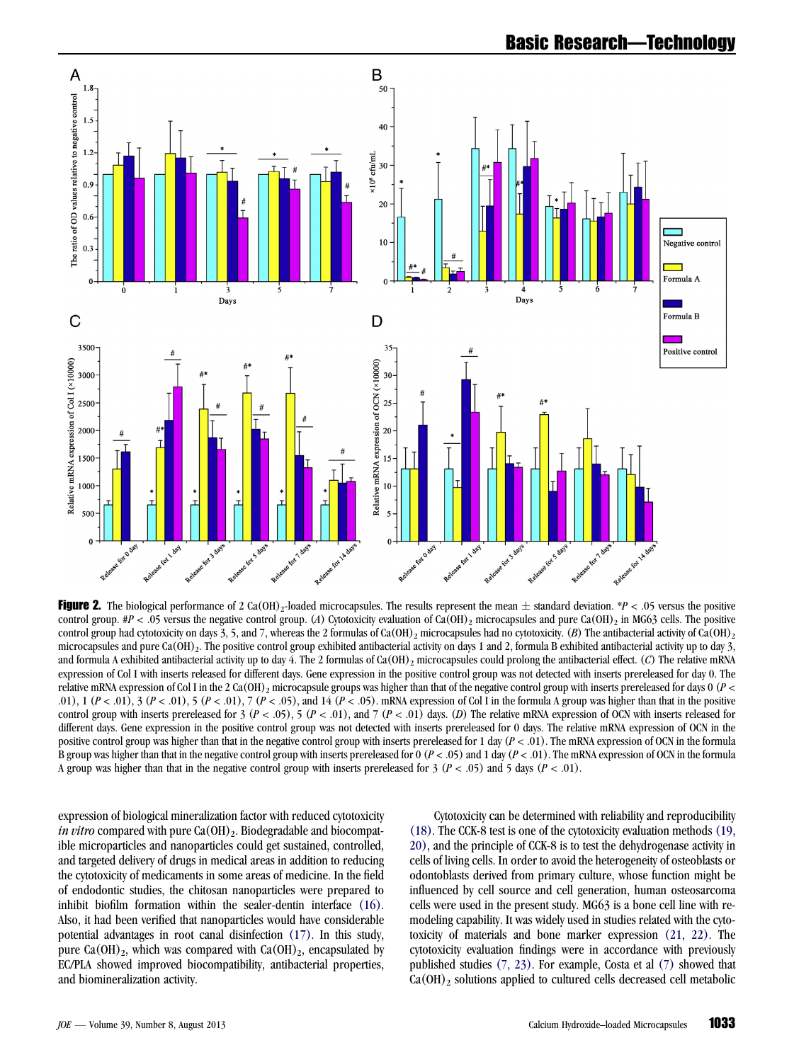**Figure 2.** The biological performance of 2 $Ca(OH)_2$-loaded microcapsules. The results represent the mean ± standard deviation. *$P < .05$ versus the positive control group. #$P < .05$ versus the negative control group. (*A*) Cytotoxicity evaluation of $Ca(OH)_2$ microcapsules and pure $Ca(OH)_2$ in MG63 cells. The positive control group had cytotoxicity on days 3, 5, and 7, whereas the 2 formulas of $Ca(OH)_2$ microcapsules had no cytotoxicity. (*B*) The antibacterial activity of $Ca(OH)_2$ microcapsules and pure $Ca(OH)_2$. The positive control group exhibited antibacterial activity on days 1 and 2, formula B exhibited antibacterial activity up to day 3, and formula A exhibited antibacterial activity up to day 4. The 2 formulas of $Ca(OH)_2$ microcapsules could prolong the antibacterial effect. (*C*) The relative mRNA expression of Col I with inserts released for different days. Gene expression in the positive control group was not detected with inserts prereleased for day 0. The relative mRNA expression of Col I in the 2 $Ca(OH)_2$ microcapsule groups was higher than that of the negative control group with inserts prereleased for days 0 ($P < .01$), 1 ($P < .01$), 3 ($P < .01$), 5 ($P < .01$), 7 ($P < .05$), and 14 ($P < .05$). mRNA expression of Col I in the formula A group was higher than that in the positive control group with inserts prereleased for 3 ($P < .05$), 5 ($P < .01$), and 7 ($P < .01$) days. (*D*) The relative mRNA expression of OCN with inserts released for different days. Gene expression in the positive control group was not detected with inserts prereleased for 0 days. The relative mRNA expression of OCN in the positive control group was higher than that in the negative control group with inserts prereleased for 1 day ($P < .01$). The mRNA expression of OCN in the formula B group was higher than that in the negative control group with inserts prereleased for 0 ($P < .05$) and 1 day ($P < .01$). The mRNA expression of OCN in the formula A group was higher than the negative control group with inserts prereleased for 3 ($P < .05$) and 5 days ($P < .01$).

expression of biological mineralization factor with reduced cytotoxicity *in vitro* compared with pure $Ca(OH)_2$. Biodegradable and biocompatible microparticles and nanoparticles could get sustained, controlled, and targeted delivery of drugs in medical areas in addition to reducing the cytotoxicity of medicaments in some areas of medicine. In the field of endodontic studies, the chitosan nanoparticles were prepared to inhibit biofilm formation within the sealer-dentin interface (16). Also, it had been verified that nanoparticles would have considerable potential advantages in root canal disinfection (17). In this study, pure $Ca(OH)_2$, which was compared with $Ca(OH)_2$, encapsulated by EC/PLA showed improved biocompatibility, antibacterial properties, and biomineralization activity.

Cytotoxicity can be determined with reliability and reproducibility (18). The CCK-8 test is one of the cytotoxicity evaluation methods (19, 20), and the principle of CCK-8 is to test the dehydrogenase activity in cells of living cells. In order to avoid the heterogeneity of osteoblasts or odontoblasts derived from primary culture, whose function might be influenced by cell source and cell generation, human osteosarcoma cells were used in the present study. MG63 is a bone cell line with remodeling capability. It was widely used in studies related with the cytotoxicity of materials and bone marker expression (21, 22). The cytotoxicity evaluation findings were in accordance with previously published studies (7, 23). For example, Costa et al (7) showed that $Ca(OH)_2$ solutions applied to cultured cells decreased cell metabolic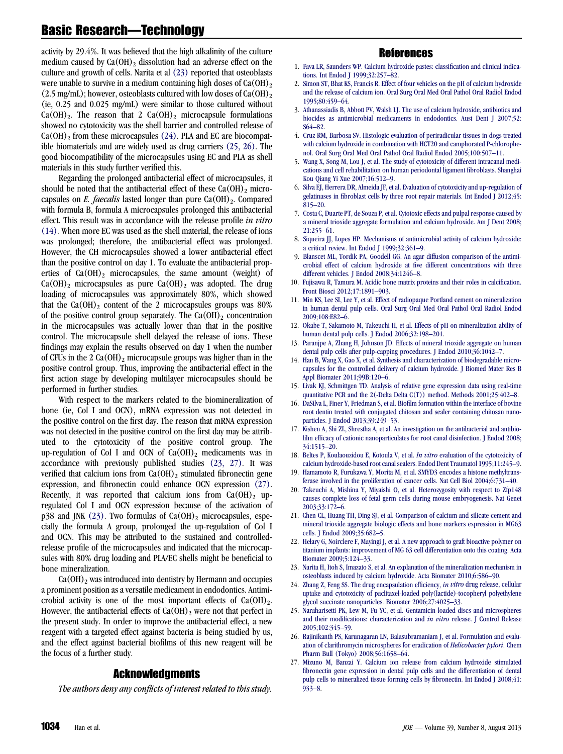activity by 29.4%. It was believed that the high alkalinity of the culture medium caused by $Ca(OH)_2$ dissolution had an adverse effect on the culture and growth of cells. Narita et al (23) reported that osteoblasts were unable to survive in a medium containing high doses of $Ca(OH)_2$ (2.5 mg/mL); however, osteoblasts cultured with low doses of $Ca(OH)_2$ (ie, 0.25 and 0.025 mg/mL) were similar to those cultured without $Ca(OH)_2$. The reason that 2 $Ca(OH)_2$ microcapsule formulations showed no cytotoxicity was the shell barrier and controlled release of $Ca(OH)_2$ from these microcapsules (24). PLA and EC are biocompatible biomaterials and are widely used as drug carriers (25, 26). The good biocompatibility of the microcapsules using EC and PLA as shell materials in this study further verified this.

Regarding the prolonged antibacterial effect of microcapsules, it should be noted that the antibacterial effect of these $Ca(OH)_2$ microcapsules on *E. faecalis* lasted longer than pure $Ca(OH)_2$. Compared with formula B, formula A microcapsules prolonged this antibacterial effect. This result was in accordance with the release profile *in vitro* (14). When more EC was used as the shell material, the release of ions was prolonged; therefore, the antibacterial effect was prolonged. However, the CH microcapsules showed a lower antibacterial effect than the positive control on day 1. To evaluate the antibacterial properties of $Ca(OH)_2$ microcapsules, the same amount (weight) of $Ca(OH)_2$ microcapsules as pure $Ca(OH)_2$ was adopted. The drug loading of microcapsules was approximately 80%, which showed that the $Ca(OH)_2$ content of the 2 microcapsules groups was 80% of the positive control group separately. The $Ca(OH)_2$ concentration in the microcapsules was actually lower than that in the positive control. The microcapsule shell delayed the release of ions. These findings may explain the results observed on day 1 when the number of CFUs in the 2 $Ca(OH)_2$ microcapsule groups was higher than in the positive control group. Thus, improving the antibacterial effect in the first action stage by developing multilayer microcapsules should be performed in further studies.

With respect to the markers related to the biomineralization of bone (ie, Col I and OCN), mRNA expression was not detected in the positive control on the first day. The reason that mRNA expression was not detected in the positive control on the first day may be attributed to the cytotoxicity of the positive control group. The up-regulation of Col I and OCN of $Ca(OH)_2$ medicaments was in accordance with previously published studies (23, 27). It was verified that calcium ions from $Ca(OH)_2$ stimulated fibronectin gene expression, and fibronectin could enhance OCN expression (27). Recently, it was reported that calcium ions from $Ca(OH)_2$ up-regulated Col I and OCN expression because of the activation of p38 and JNK (23). Two formulas of $Ca(OH)_2$ microcapsules, especially the formula A group, prolonged the up-regulation of Col I and OCN. This may be attributed to the sustained and controlled-release profile of the microcapsules and indicated that the microcapsules with 80% drug loading and PLA/EC shells might be beneficial to bone mineralization.

$Ca(OH)_2$ was introduced into dentistry by Hermann and occupies a prominent position as a versatile medicament in endodontics. Antimicrobial activity is one of the most important effects of $Ca(OH)_2$. However, the antibacterial effects of $Ca(OH)_2$ were not that perfect in the present study. In order to improve the antibacterial effect, a new reagent with a targeted effect against bacteria is being studied by us, and the effect against bacterial biofilms of this new reagent will be the focus of a further study.

## Acknowledgments

*The authors deny any conflicts of interest related to this study.*

## References

1. Fava LR, Saunders WP. Calcium hydroxide pastes: classification and clinical indications. Int Endod J 1999;32:257–82.
2. Simon ST, Bhat KS, Francis R. Effect of four vehicles on the pH of calcium hydroxide and the release of calcium ion. Oral Surg Oral Med Oral Pathol Oral Radiol Endod 1995;80:459–64.
3. Athanassiadis B, Abbott PV, Walsh LJ. The use of calcium hydroxide, antibiotics and biocides as antimicrobial medicaments in endodontics. Aust Dent J 2007;52:S64–82.
4. Cruz RM, Barbosa SV. Histologic evaluation of periradicular tissues in dogs treated with calcium hydroxide in combination with HCT20 and camphorated P-chlorophenol. Oral Surg Oral Med Oral Pathol Oral Radiol Endod 2005;100:507–11.
5. Wang X, Song M, Lou J, et al. The study of cytotoxicity of different intracanal medications and cell rehabilitation on human periodontal ligament fibroblasts. Shanghai Kou Qiang Yi Xue 2007;16:512–9.
6. Silva EJ, Herrera DR, Almeida JF, et al. Evaluation of cytotoxicity and up-regulation of gelatinases in fibroblast cells by three root repair materials. Int Endod J 2012;45:815–20.
7. Costa C, Duarte PT, de Souza P, et al. Cytotoxic effects and pulpal response caused by a mineral trioxide aggregate formulation and calcium hydroxide. Am J Dent 2008;21:255–61.
8. Siqueira JJ, Lopes HP. Mechanisms of antimicrobial activity of calcium hydroxide: a critical review. Int Endod J 1999;32:361–9.
9. Blanscet ML, Tordik PA, Goodell GG. An agar diffusion comparison of the antimicrobial effect of calcium hydroxide at five different concentrations with three different vehicles. J Endod 2008;34:1246–8.
10. Fujisawa R, Tamura M. Acidic bone matrix proteins and their roles in calcification. Front Biosci 2012;17:1891–903.
11. Min KS, Lee SI, Lee Y, et al. Effect of radiopaque Portland cement on mineralization in human dental pulp cells. Oral Surg Oral Med Oral Pathol Oral Radiol Endod 2009;108:E82–6.
12. Okabe T, Sakamoto M, Takeuchi H, et al. Effects of pH on mineralization ability of human dental pulp cells. J Endod 2006;32:198–201.
13. Paranjpe A, Zhang H, Johnson JD. Effects of mineral trioxide aggregate on human dental pulp cells after pulp-capping procedures. J Endod 2010;36:1042–7.
14. Han B, Wang X, Gao X, et al. Synthesis and characterization of biodegradable microcapsules for the controlled delivery of calcium hydroxide. J Biomed Mater Res B Appl Biomater 2011;99B:120–6.
15. Livak KJ, Schmittgen TD. Analysis of relative gene expression data using real-time quantitative PCR and the 2(-Delta Delta C(T)) method. Methods 2001;25:402–8.
16. DaSilva L, Finer Y, Friedman S, et al. Biofilm formation within the interface of bovine root dentin treated with conjugated chitosan and sealer containing chitosan nanoparticles. J Endod 2013;39:249–53.
17. Kishen A, Shi ZL, Shrestha A, et al. An investigation on the antibacterial and antibiofilm efficacy of cationic nanoparticulates for root canal disinfection. J Endod 2008;34:1515–20.
18. Beltes P, Koulaouzidou E, Kotoula V, et al. *In vitro* evaluation of the cytotoxicity of calcium hydroxide-based root canal sealers. Endod Dent Traumatol 1995;11:245–9.
19. Hamamoto R, Furukawa Y, Morita M, et al. SMYD3 encodes a histone methyltransferase involved in the proliferation of cancer cells. Nat Cell Biol 2004;6:731–40.
20. Takeuchi A, Mishina Y, Miyaishi O, et al. Heterozygosity with respect to Zfp148 causes complete loss of fetal germ cells during mouse embryogenesis. Nat Genet 2003;33:172–6.
21. Chen CL, Huang TH, Ding SJ, et al. Comparison of calcium and silicate cement and mineral trioxide aggregate biologic effects and bone markers expression in MG63 cells. J Endod 2009;35:682–5.
22. Helary G, Noirclere F, Mayingi J, et al. A new approach to graft bioactive polymer on titanium implants: improvement of MG 63 cell differentiation onto this coating. Acta Biomater 2009;5:124–33.
23. Narita H, Itoh S, Imazato S, et al. An explanation of the mineralization mechanism in osteoblasts induced by calcium hydroxide. Acta Biomater 2010;6:586–90.
24. Zhang Z, Feng SS. The drug encapsulation efficiency, *in vitro* drug release, cellular uptake and cytotoxicity of paclitaxel-loaded poly(lactide)-tocopheryl polyethylene glycol succinate nanoparticles. Biomater 2006;27:4025–33.
25. Naraharisetti PK, Lew M, Fu YC, et al. Gentamicin-loaded discs and microspheres and their modifications: characterization and *in vitro* release. J Control Release 2005;102:345–59.
26. Rajinikanth PS, Karunagaran LN, Balasubramaniam J, et al. Formulation and evaluation of clarithromycin microspheres for eradication of *Helicobacter pylori*. Chem Pharm Bull (Tokyo) 2008;56:1658–64.
27. Mizuno M, Banzai Y. Calcium ion release from calcium hydroxide stimulated fibronectin gene expression in dental pulp cells and the differentiation of dental pulp cells to mineralized tissue forming cells by fibronectin. Int Endod J 2008;41:933–8.